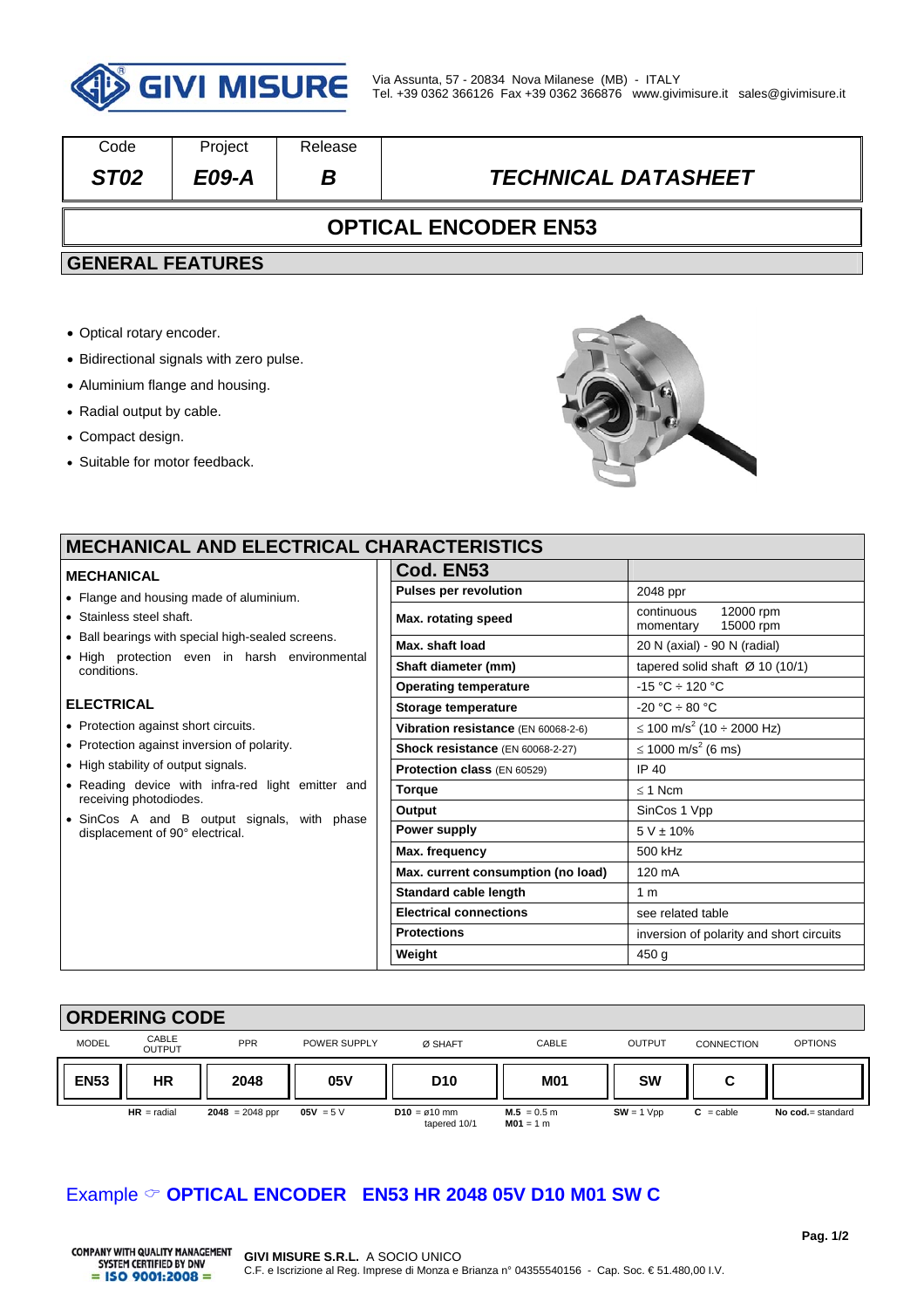GIVI MISURE

Via Assunta, 57 - 20834 Nova Milanese (MB) - ITALY
Tel. +39 0362 366126 Fax +39 0362 366876 www.givimisure.it sales@givimisure.it

| Code | Project | Release | |
|---|---|---|---|
| *ST02* | *E09-A* | *B* | *TECHNICAL DATASHEET* |

# OPTICAL ENCODER EN53

## GENERAL FEATURES

- Optical rotary encoder.
- Bidirectional signals with zero pulse.
- Aluminium flange and housing.
- Radial output by cable.
- Compact design.
- Suitable for motor feedback.

## MECHANICAL AND ELECTRICAL CHARACTERISTICS

### MECHANICAL

- Flange and housing made of aluminium.
- Stainless steel shaft.
- Ball bearings with special high-sealed screens.
- High protection even in harsh environmental conditions.

### ELECTRICAL

- Protection against short circuits.
- Protection against inversion of polarity.
- High stability of output signals.
- Reading device with infra-red light emitter and receiving photodiodes.
- SinCos A and B output signals, with phase displacement of 90° electrical.

| **Cod. EN53** | |
|---|---|
| **Pulses per revolution** | 2048 ppr |
| **Max. rotating speed** | continuous 12000 rpm<br>momentary 15000 rpm |
| **Max. shaft load** | 20 N (axial) - 90 N (radial) |
| **Shaft diameter (mm)** | tapered solid shaft Ø 10 (10/1) |
| **Operating temperature** | -15 °C ÷ 120 °C |
| **Storage temperature** | -20 °C ÷ 80 °C |
| **Vibration resistance** (EN 60068-2-6) | ≤ 100 $m/s^2$ (10 ÷ 2000 Hz) |
| **Shock resistance** (EN 60068-2-27) | ≤ 1000 $m/s^2$ (6 ms) |
| **Protection class** (EN 60529) | IP 40 |
| **Torque** | ≤ 1 Ncm |
| **Output** | SinCos 1 Vpp |
| **Power supply** | 5 V ± 10% |
| **Max. frequency** | 500 kHz |
| **Max. current consumption (no load)** | 120 mA |
| **Standard cable length** | 1 m |
| **Electrical connections** | see related table |
| **Protections** | inversion of polarity and short circuits |
| **Weight** | 450 g |

## ORDERING CODE

| MODEL | CABLE OUTPUT | PPR | POWER SUPPLY | Ø SHAFT | CABLE | OUTPUT | CONNECTION | OPTIONS |
|---|---|---|---|---|---|---|---|---|
| **EN53** | **HR** | **2048** | **05V** | **D10** | **M01** | **SW** | **C** | |
| | **HR** = radial | **2048** = 2048 ppr | **05V** = 5 V | **D10** = ø10 mm tapered 10/1 | **M.5** = 0.5 m<br>**M01** = 1 m | **SW** = 1 Vpp | **C** = cable | **No cod.**= standard |

Example ☞ **OPTICAL ENCODER EN53 HR 2048 05V D10 M01 SW C**

COMPANY WITH QUALITY MANAGEMENT SYSTEM CERTIFIED BY DNV = ISO 9001:2008 =

**GIVI MISURE S.R.L.** A SOCIO UNICO
C.F. e Iscrizione al Reg. Imprese di Monza e Brianza n° 04355540156 - Cap. Soc. € 51.480,00 I.V.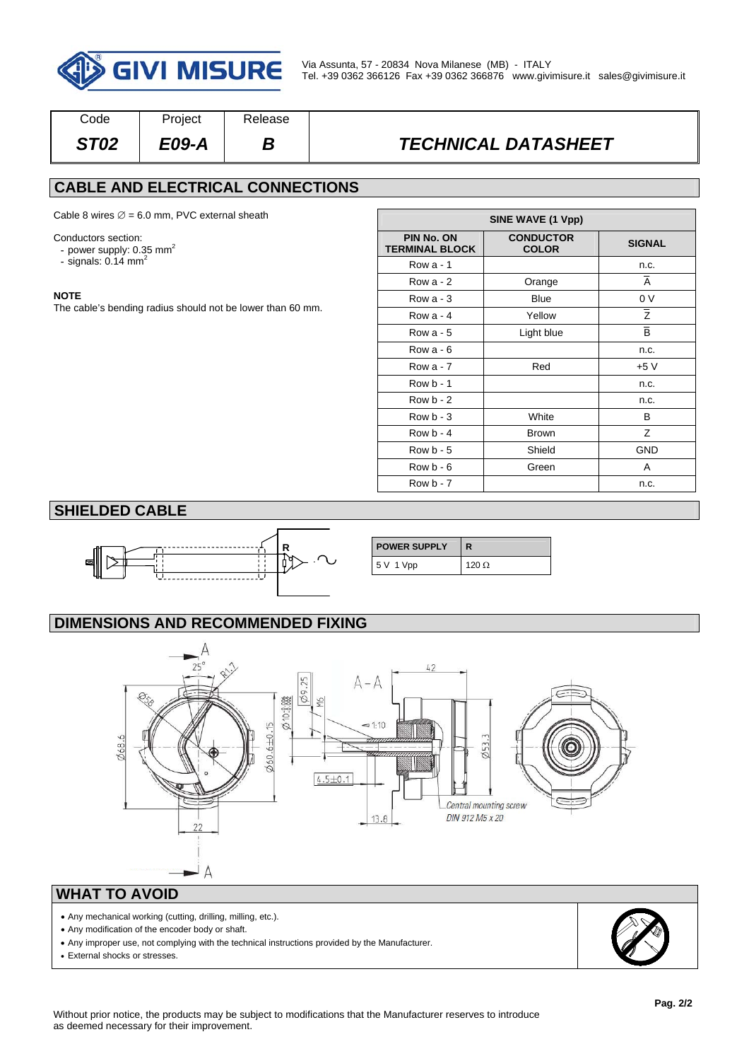GIVI MISURE

Via Assunta, 57 - 20834 Nova Milanese (MB) - ITALY
Tel. +39 0362 366126 Fax +39 0362 366876 www.givimisure.it sales@givimisure.it

| Code | Project | Release | |
|---|---|---|---|
| *ST02* | *E09-A* | *B* | *TECHNICAL DATASHEET* |

## CABLE AND ELECTRICAL CONNECTIONS

Cable 8 wires ∅ = 6.0 mm, PVC external sheath

Conductors section:
- power supply: 0.35 $mm^2$
- signals: 0.14 $mm^2$

**NOTE**
The cable's bending radius should not be lower than 60 mm.

| SINE WAVE (1 Vpp) | | |
|---|---|---|
| **PIN No. ON TERMINAL BLOCK** | **CONDUCTOR COLOR** | **SIGNAL** |
| Row a - 1 | | n.c. |
| Row a - 2 | Orange | $\overline{A}$ |
| Row a - 3 | Blue | 0 V |
| Row a - 4 | Yellow | $\overline{Z}$ |
| Row a - 5 | Light blue | $\overline{B}$ |
| Row a - 6 | | n.c. |
| Row a - 7 | Red | +5 V |
| Row b - 1 | | n.c. |
| Row b - 2 | | n.c. |
| Row b - 3 | White | B |
| Row b - 4 | Brown | Z |
| Row b - 5 | Shield | GND |
| Row b - 6 | Green | A |
| Row b - 7 | | n.c. |

## SHIELDED CABLE

R

| POWER SUPPLY | R |
|---|---|
| 5 V 1 Vpp | 120 Ω |

## DIMENSIONS AND RECOMMENDED FIXING

A
25°
R1.7
Ø58
Ø68.6
22
Ø10-0.006/-0.032
Ø9.25
M6
Ø60.6±0.15
4.5±0.1
A-A
1:10
42
Ø53.3
13.8
Central mounting screw
DIN 912 M5 x 20

## WHAT TO AVOID

- Any mechanical working (cutting, drilling, milling, etc.).
- Any modification of the encoder body or shaft.
- Any improper use, not complying with the technical instructions provided by the Manufacturer.
- External shocks or stresses.

Without prior notice, the products may be subject to modifications that the Manufacturer reserves to introduce as deemed necessary for their improvement.